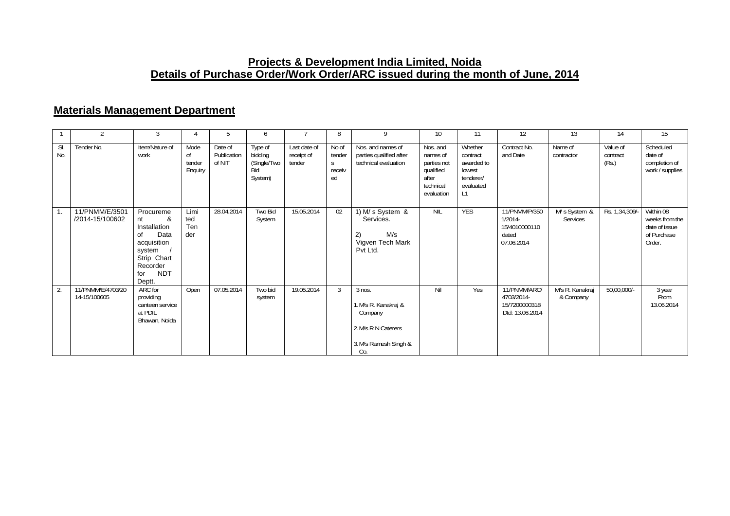# Projects & Development India Limited, Noida
# Details of Purchase Order/Work Order/ARC issued during the month of June, 2014

## Materials Management Department

| 1 | 2 | 3 | 4 | 5 | 6 | 7 | 8 | 9 | 10 | 11 | 12 | 13 | 14 | 15 |
|---|---|---|---|---|---|---|---|---|---|---|---|---|---|---|
| Sl. No. | Tender No. | Item/Nature of work | Mode of tender Enquiry | Date of Publication of NIT | Type of bidding (Single/Two Bid System) | Last date of receipt of tender | No of tenders received | Nos. and names of parties qualified after technical evaluation | Nos. and names of parties not qualified after technical evaluation | Whether contract awarded to lowest tenderer/ evaluated L1 | Contract No. and Date | Name of contractor | Value of contract (Rs.) | Scheduled date of completion of work / supplies |
| 1. | 11/PNMM/E/3501 /2014-15/100602 | Procurement & Installation of Data acquisition system / Strip Chart Recorder for NDT Deptt. | Limited Tender | 28.04.2014 | Two Bid System | 15.05.2014 | 02 | 1) M/ s System & Services. 2) M/s Vigven Tech Mark Pvt Ltd. | NIL | YES | 11/PNMM/P/3501/2014-15/4010000110 dated 07.06.2014 | M/ s System & Services | Rs. 1,34,309/- | Within 08 weeks from the date of issue of Purchase Order. |
| 2. | 11/PNMM/E/4703/2014-15/100605 | ARC for providing canteen service at PDIL Bhawan, Noida | Open | 07.05.2014 | Two bid system | 19.05.2014 | 3 | 3 nos. 1. M/s R. Kanakraj & Company 2. M/s R N Caterers 3. M/s Ramesh Singh & Co. | Nil | Yes | 11/PNMM/ARC/4703/2014-15/7200000318 Dtd: 13.06.2014 | M/s R. Kanakraj & Company | 50,00,000/- | 3 year From 13.06.2014 |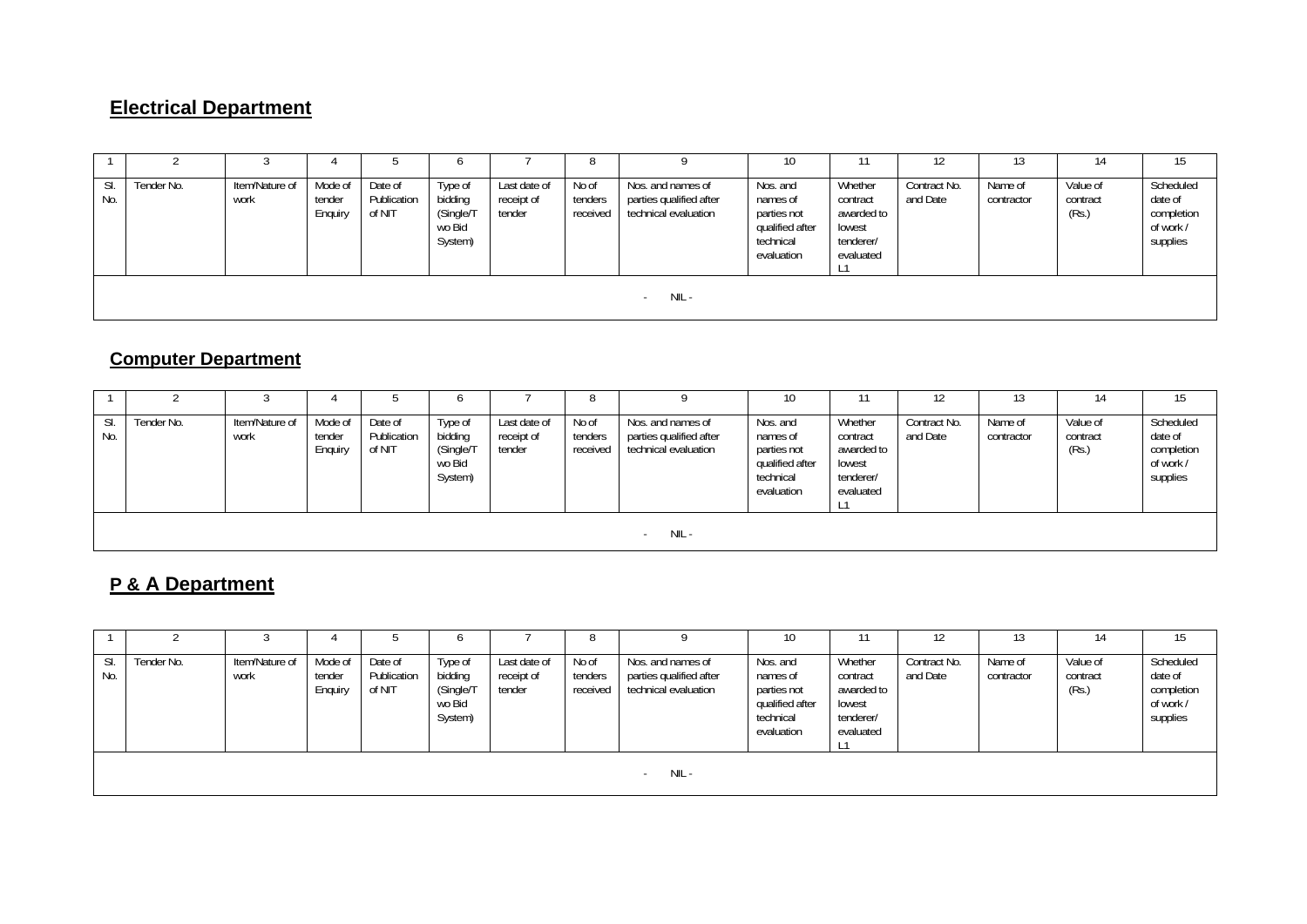## Electrical Department

| 1 | 2 | 3 | 4 | 5 | 6 | 7 | 8 | 9 | 10 | 11 | 12 | 13 | 14 | 15 |
|---|---|---|---|---|---|---|---|---|---|---|---|---|---|---|
| Sl. No. | Tender No. | Item/Nature of work | Mode of tender Enquiry | Date of Publication of NIT | Type of bidding (Single/Two Bid System) | Last date of receipt of tender | No of tenders received | Nos. and names of parties qualified after technical evaluation | Nos. and names of parties not qualified after technical evaluation | Whether contract awarded to lowest tenderer/ evaluated L1 | Contract No. and Date | Name of contractor | Value of contract (Rs.) | Scheduled date of completion of work / supplies |
| - NIL - | | | | | | | | | | | | | | |

## Computer Department

| 1 | 2 | 3 | 4 | 5 | 6 | 7 | 8 | 9 | 10 | 11 | 12 | 13 | 14 | 15 |
|---|---|---|---|---|---|---|---|---|---|---|---|---|---|---|
| Sl. No. | Tender No. | Item/Nature of work | Mode of tender Enquiry | Date of Publication of NIT | Type of bidding (Single/Two Bid System) | Last date of receipt of tender | No of tenders received | Nos. and names of parties qualified after technical evaluation | Nos. and names of parties not qualified after technical evaluation | Whether contract awarded to lowest tenderer/ evaluated L1 | Contract No. and Date | Name of contractor | Value of contract (Rs.) | Scheduled date of completion of work / supplies |
| - NIL - | | | | | | | | | | | | | | |

## P & A Department

| 1 | 2 | 3 | 4 | 5 | 6 | 7 | 8 | 9 | 10 | 11 | 12 | 13 | 14 | 15 |
|---|---|---|---|---|---|---|---|---|---|---|---|---|---|---|
| Sl. No. | Tender No. | Item/Nature of work | Mode of tender Enquiry | Date of Publication of NIT | Type of bidding (Single/Two Bid System) | Last date of receipt of tender | No of tenders received | Nos. and names of parties qualified after technical evaluation | Nos. and names of parties not qualified after technical evaluation | Whether contract awarded to lowest tenderer/ evaluated L1 | Contract No. and Date | Name of contractor | Value of contract (Rs.) | Scheduled date of completion of work / supplies |
| - NIL - | | | | | | | | | | | | | | |